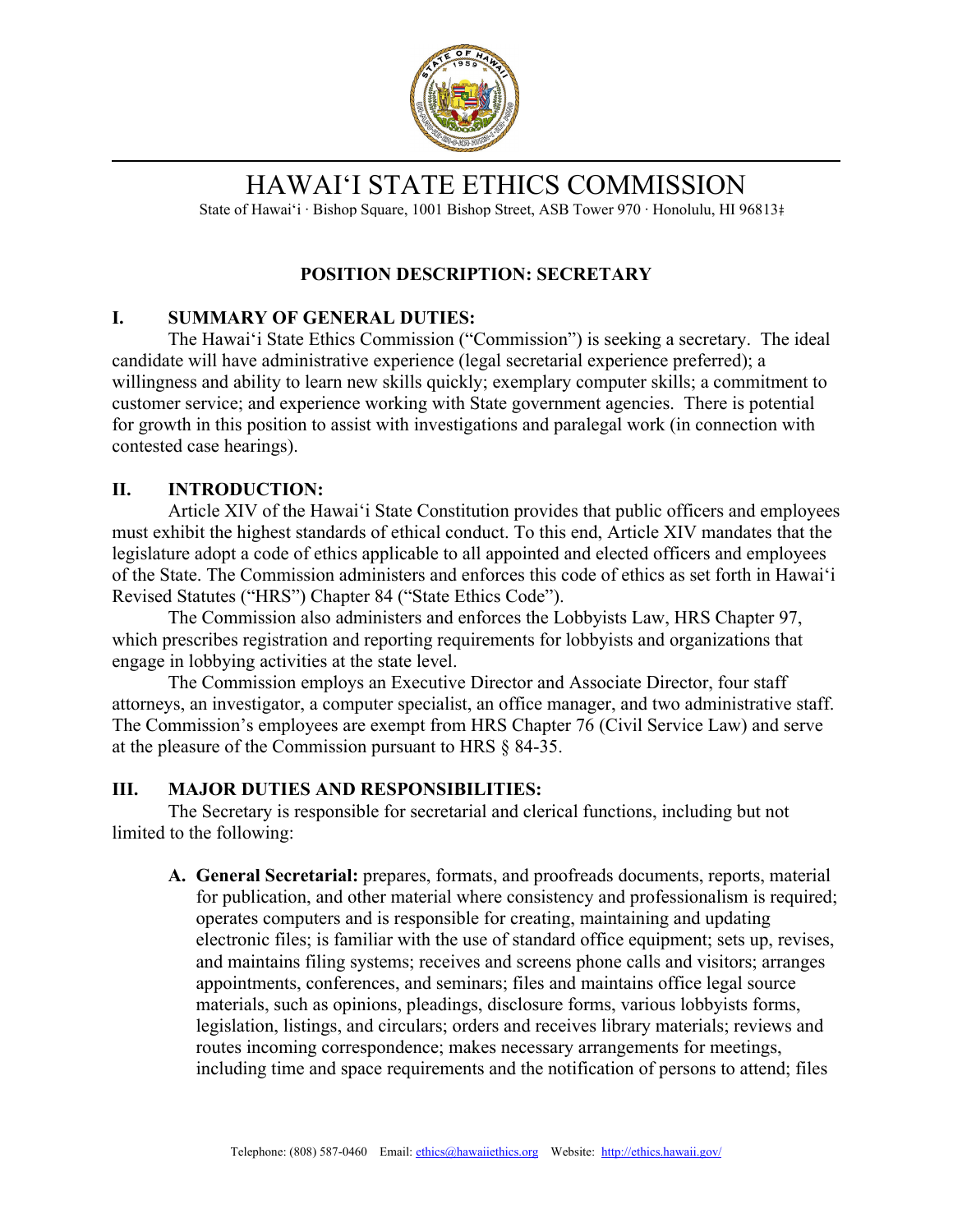# HAWAIʻI STATE ETHICS COMMISSION

State of Hawaiʻi · Bishop Square, 1001 Bishop Street, ASB Tower 970 · Honolulu, HI 96813‡

## POSITION DESCRIPTION: SECRETARY

### I. SUMMARY OF GENERAL DUTIES:

The Hawaiʻi State Ethics Commission ("Commission") is seeking a secretary. The ideal candidate will have administrative experience (legal secretarial experience preferred); a willingness and ability to learn new skills quickly; exemplary computer skills; a commitment to customer service; and experience working with State government agencies. There is potential for growth in this position to assist with investigations and paralegal work (in connection with contested case hearings).

### II. INTRODUCTION:

Article XIV of the Hawaiʻi State Constitution provides that public officers and employees must exhibit the highest standards of ethical conduct. To this end, Article XIV mandates that the legislature adopt a code of ethics applicable to all appointed and elected officers and employees of the State. The Commission administers and enforces this code of ethics as set forth in Hawaiʻi Revised Statutes ("HRS") Chapter 84 ("State Ethics Code").

The Commission also administers and enforces the Lobbyists Law, HRS Chapter 97, which prescribes registration and reporting requirements for lobbyists and organizations that engage in lobbying activities at the state level.

The Commission employs an Executive Director and Associate Director, four staff attorneys, an investigator, a computer specialist, an office manager, and two administrative staff. The Commission's employees are exempt from HRS Chapter 76 (Civil Service Law) and serve at the pleasure of the Commission pursuant to HRS § 84-35.

### III. MAJOR DUTIES AND RESPONSIBILITIES:

The Secretary is responsible for secretarial and clerical functions, including but not limited to the following:

A. **General Secretarial:** prepares, formats, and proofreads documents, reports, material for publication, and other material where consistency and professionalism is required; operates computers and is responsible for creating, maintaining and updating electronic files; is familiar with the use of standard office equipment; sets up, revises, and maintains filing systems; receives and screens phone calls and visitors; arranges appointments, conferences, and seminars; files and maintains office legal source materials, such as opinions, pleadings, disclosure forms, various lobbyists forms, legislation, listings, and circulars; orders and receives library materials; reviews and routes incoming correspondence; makes necessary arrangements for meetings, including time and space requirements and the notification of persons to attend; files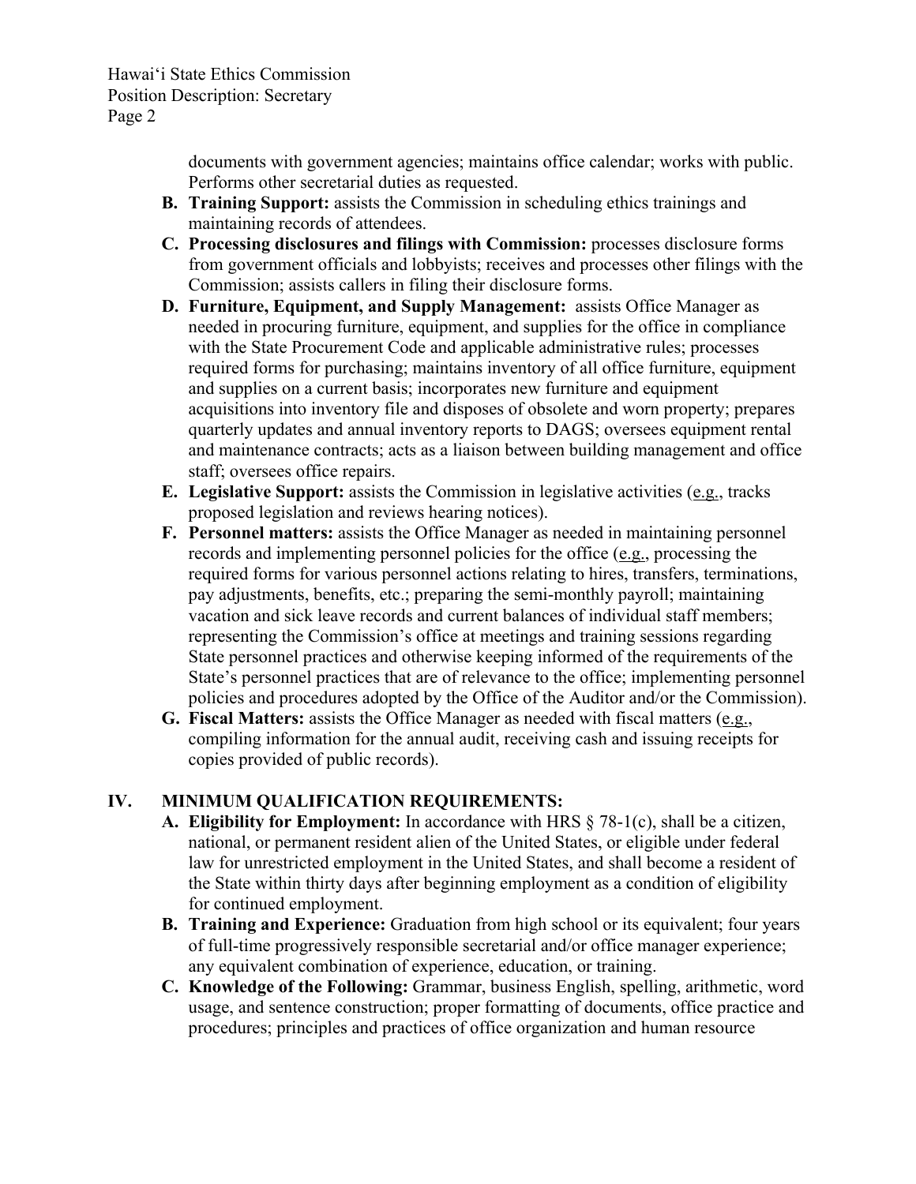documents with government agencies; maintains office calendar; works with public. Performs other secretarial duties as requested.

**B. Training Support:** assists the Commission in scheduling ethics trainings and maintaining records of attendees.

**C. Processing disclosures and filings with Commission:** processes disclosure forms from government officials and lobbyists; receives and processes other filings with the Commission; assists callers in filing their disclosure forms.

**D. Furniture, Equipment, and Supply Management:** assists Office Manager as needed in procuring furniture, equipment, and supplies for the office in compliance with the State Procurement Code and applicable administrative rules; processes required forms for purchasing; maintains inventory of all office furniture, equipment and supplies on a current basis; incorporates new furniture and equipment acquisitions into inventory file and disposes of obsolete and worn property; prepares quarterly updates and annual inventory reports to DAGS; oversees equipment rental and maintenance contracts; acts as a liaison between building management and office staff; oversees office repairs.

**E. Legislative Support:** assists the Commission in legislative activities (e.g., tracks proposed legislation and reviews hearing notices).

**F. Personnel matters:** assists the Office Manager as needed in maintaining personnel records and implementing personnel policies for the office (e.g., processing the required forms for various personnel actions relating to hires, transfers, terminations, pay adjustments, benefits, etc.; preparing the semi-monthly payroll; maintaining vacation and sick leave records and current balances of individual staff members; representing the Commission's office at meetings and training sessions regarding State personnel practices and otherwise keeping informed of the requirements of the State's personnel practices that are of relevance to the office; implementing personnel policies and procedures adopted by the Office of the Auditor and/or the Commission).

**G. Fiscal Matters:** assists the Office Manager as needed with fiscal matters (e.g., compiling information for the annual audit, receiving cash and issuing receipts for copies provided of public records).

## IV. MINIMUM QUALIFICATION REQUIREMENTS:

**A. Eligibility for Employment:** In accordance with HRS § 78-1(c), shall be a citizen, national, or permanent resident alien of the United States, or eligible under federal law for unrestricted employment in the United States, and shall become a resident of the State within thirty days after beginning employment as a condition of eligibility for continued employment.

**B. Training and Experience:** Graduation from high school or its equivalent; four years of full-time progressively responsible secretarial and/or office manager experience; any equivalent combination of experience, education, or training.

**C. Knowledge of the Following:** Grammar, business English, spelling, arithmetic, word usage, and sentence construction; proper formatting of documents, office practice and procedures; principles and practices of office organization and human resource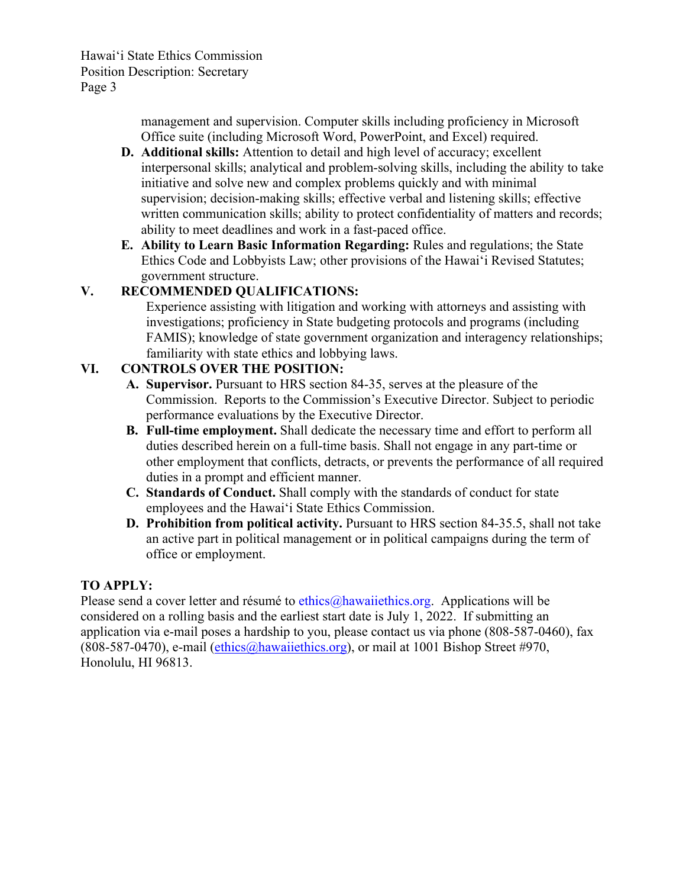management and supervision. Computer skills including proficiency in Microsoft Office suite (including Microsoft Word, PowerPoint, and Excel) required.

D. **Additional skills:** Attention to detail and high level of accuracy; excellent interpersonal skills; analytical and problem-solving skills, including the ability to take initiative and solve new and complex problems quickly and with minimal supervision; decision-making skills; effective verbal and listening skills; effective written communication skills; ability to protect confidentiality of matters and records; ability to meet deadlines and work in a fast-paced office.

E. **Ability to Learn Basic Information Regarding:** Rules and regulations; the State Ethics Code and Lobbyists Law; other provisions of the Hawai'i Revised Statutes; government structure.

## V. RECOMMENDED QUALIFICATIONS:

Experience assisting with litigation and working with attorneys and assisting with investigations; proficiency in State budgeting protocols and programs (including FAMIS); knowledge of state government organization and interagency relationships; familiarity with state ethics and lobbying laws.

## VI. CONTROLS OVER THE POSITION:

A. **Supervisor.** Pursuant to HRS section 84-35, serves at the pleasure of the Commission. Reports to the Commission's Executive Director. Subject to periodic performance evaluations by the Executive Director.

B. **Full-time employment.** Shall dedicate the necessary time and effort to perform all duties described herein on a full-time basis. Shall not engage in any part-time or other employment that conflicts, detracts, or prevents the performance of all required duties in a prompt and efficient manner.

C. **Standards of Conduct.** Shall comply with the standards of conduct for state employees and the Hawai'i State Ethics Commission.

D. **Prohibition from political activity.** Pursuant to HRS section 84-35.5, shall not take an active part in political management or in political campaigns during the term of office or employment.

## TO APPLY:

Please send a cover letter and résumé to ethics@hawaiiethics.org. Applications will be considered on a rolling basis and the earliest start date is July 1, 2022. If submitting an application via e-mail poses a hardship to you, please contact us via phone (808-587-0460), fax (808-587-0470), e-mail (ethics@hawaiiethics.org), or mail at 1001 Bishop Street #970, Honolulu, HI 96813.